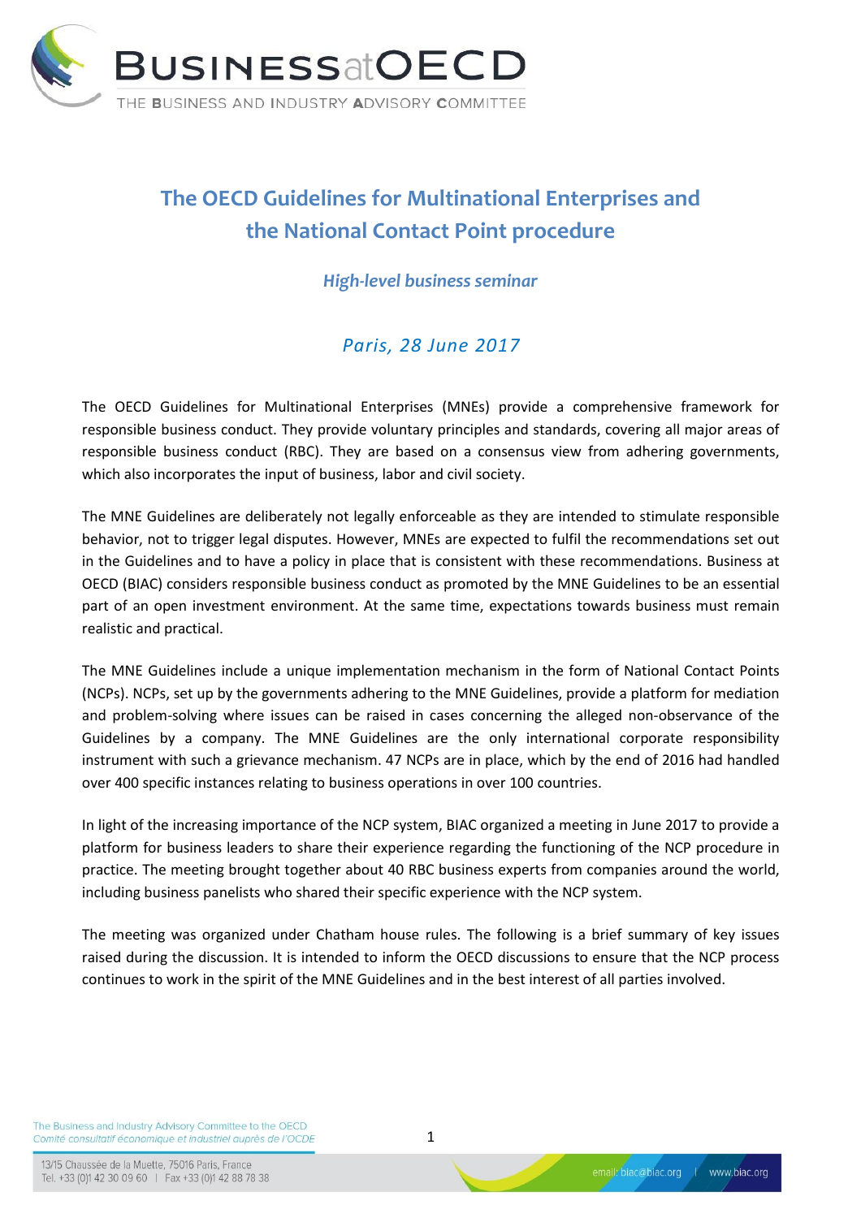# The OECD Guidelines for Multinational Enterprises and the National Contact Point procedure

## *High-level business seminar*

### *Paris, 28 June 2017*

The OECD Guidelines for Multinational Enterprises (MNEs) provide a comprehensive framework for responsible business conduct. They provide voluntary principles and standards, covering all major areas of responsible business conduct (RBC). They are based on a consensus view from adhering governments, which also incorporates the input of business, labor and civil society.

The MNE Guidelines are deliberately not legally enforceable as they are intended to stimulate responsible behavior, not to trigger legal disputes. However, MNEs are expected to fulfil the recommendations set out in the Guidelines and to have a policy in place that is consistent with these recommendations. Business at OECD (BIAC) considers responsible business conduct as promoted by the MNE Guidelines to be an essential part of an open investment environment. At the same time, expectations towards business must remain realistic and practical.

The MNE Guidelines include a unique implementation mechanism in the form of National Contact Points (NCPs). NCPs, set up by the governments adhering to the MNE Guidelines, provide a platform for mediation and problem-solving where issues can be raised in cases concerning the alleged non-observance of the Guidelines by a company. The MNE Guidelines are the only international corporate responsibility instrument with such a grievance mechanism. 47 NCPs are in place, which by the end of 2016 had handled over 400 specific instances relating to business operations in over 100 countries.

In light of the increasing importance of the NCP system, BIAC organized a meeting in June 2017 to provide a platform for business leaders to share their experience regarding the functioning of the NCP procedure in practice. The meeting brought together about 40 RBC business experts from companies around the world, including business panelists who shared their specific experience with the NCP system.

The meeting was organized under Chatham house rules. The following is a brief summary of key issues raised during the discussion. It is intended to inform the OECD discussions to ensure that the NCP process continues to work in the spirit of the MNE Guidelines and in the best interest of all parties involved.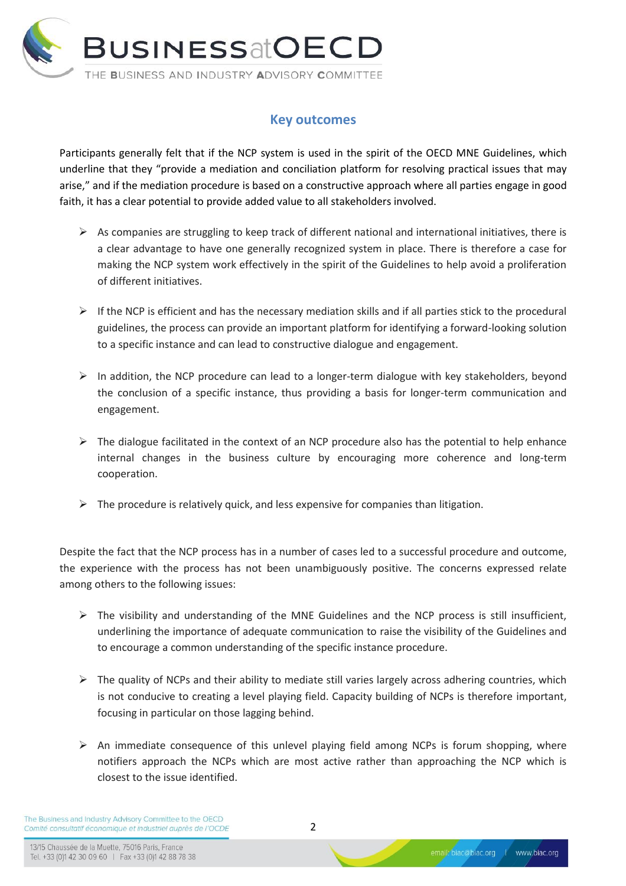## Key outcomes

Participants generally felt that if the NCP system is used in the spirit of the OECD MNE Guidelines, which underline that they "provide a mediation and conciliation platform for resolving practical issues that may arise," and if the mediation procedure is based on a constructive approach where all parties engage in good faith, it has a clear potential to provide added value to all stakeholders involved.

- As companies are struggling to keep track of different national and international initiatives, there is a clear advantage to have one generally recognized system in place. There is therefore a case for making the NCP system work effectively in the spirit of the Guidelines to help avoid a proliferation of different initiatives.
- If the NCP is efficient and has the necessary mediation skills and if all parties stick to the procedural guidelines, the process can provide an important platform for identifying a forward-looking solution to a specific instance and can lead to constructive dialogue and engagement.
- In addition, the NCP procedure can lead to a longer-term dialogue with key stakeholders, beyond the conclusion of a specific instance, thus providing a basis for longer-term communication and engagement.
- The dialogue facilitated in the context of an NCP procedure also has the potential to help enhance internal changes in the business culture by encouraging more coherence and long-term cooperation.
- The procedure is relatively quick, and less expensive for companies than litigation.

Despite the fact that the NCP process has in a number of cases led to a successful procedure and outcome, the experience with the process has not been unambiguously positive. The concerns expressed relate among others to the following issues:

- The visibility and understanding of the MNE Guidelines and the NCP process is still insufficient, underlining the importance of adequate communication to raise the visibility of the Guidelines and to encourage a common understanding of the specific instance procedure.
- The quality of NCPs and their ability to mediate still varies largely across adhering countries, which is not conducive to creating a level playing field. Capacity building of NCPs is therefore important, focusing in particular on those lagging behind.
- An immediate consequence of this unlevel playing field among NCPs is forum shopping, where notifiers approach the NCPs which are most active rather than approaching the NCP which is closest to the issue identified.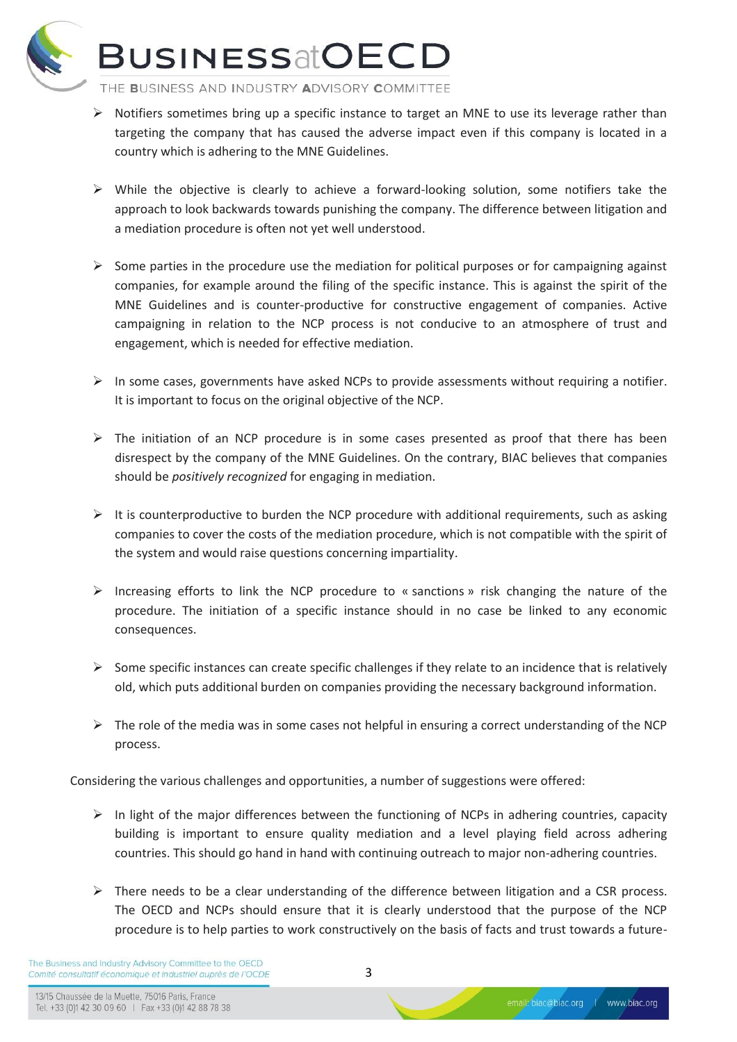- Notifiers sometimes bring up a specific instance to target an MNE to use its leverage rather than targeting the company that has caused the adverse impact even if this company is located in a country which is adhering to the MNE Guidelines.

- While the objective is clearly to achieve a forward-looking solution, some notifiers take the approach to look backwards towards punishing the company. The difference between litigation and a mediation procedure is often not yet well understood.

- Some parties in the procedure use the mediation for political purposes or for campaigning against companies, for example around the filing of the specific instance. This is against the spirit of the MNE Guidelines and is counter-productive for constructive engagement of companies. Active campaigning in relation to the NCP process is not conducive to an atmosphere of trust and engagement, which is needed for effective mediation.

- In some cases, governments have asked NCPs to provide assessments without requiring a notifier. It is important to focus on the original objective of the NCP.

- The initiation of an NCP procedure is in some cases presented as proof that there has been disrespect by the company of the MNE Guidelines. On the contrary, BIAC believes that companies should be *positively recognized* for engaging in mediation.

- It is counterproductive to burden the NCP procedure with additional requirements, such as asking companies to cover the costs of the mediation procedure, which is not compatible with the spirit of the system and would raise questions concerning impartiality.

- Increasing efforts to link the NCP procedure to « sanctions » risk changing the nature of the procedure. The initiation of a specific instance should in no case be linked to any economic consequences.

- Some specific instances can create specific challenges if they relate to an incidence that is relatively old, which puts additional burden on companies providing the necessary background information.

- The role of the media was in some cases not helpful in ensuring a correct understanding of the NCP process.

Considering the various challenges and opportunities, a number of suggestions were offered:

- In light of the major differences between the functioning of NCPs in adhering countries, capacity building is important to ensure quality mediation and a level playing field across adhering countries. This should go hand in hand with continuing outreach to major non-adhering countries.

- There needs to be a clear understanding of the difference between litigation and a CSR process. The OECD and NCPs should ensure that it is clearly understood that the purpose of the NCP procedure is to help parties to work constructively on the basis of facts and trust towards a future-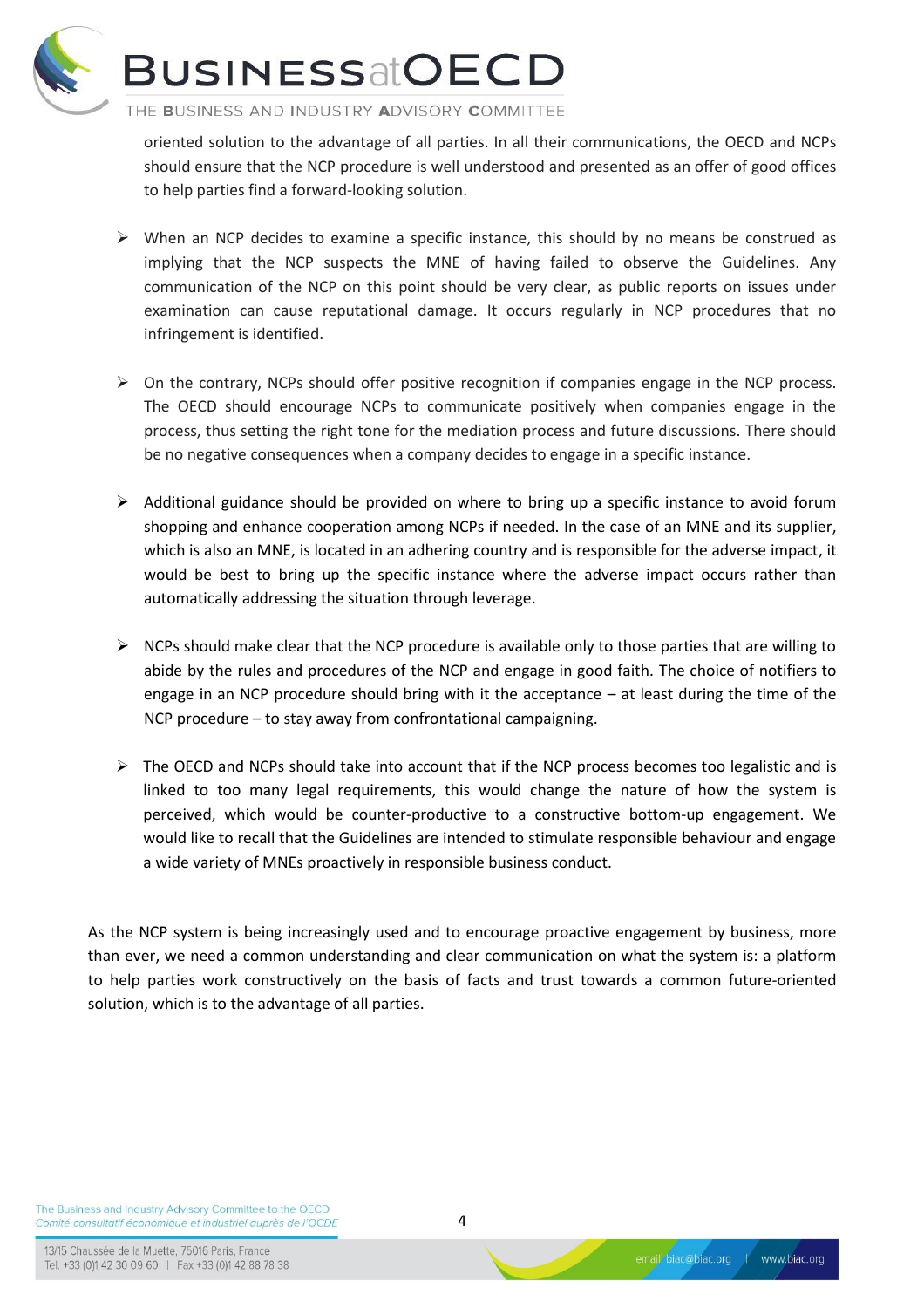oriented solution to the advantage of all parties. In all their communications, the OECD and NCPs should ensure that the NCP procedure is well understood and presented as an offer of good offices to help parties find a forward-looking solution.

- When an NCP decides to examine a specific instance, this should by no means be construed as implying that the NCP suspects the MNE of having failed to observe the Guidelines. Any communication of the NCP on this point should be very clear, as public reports on issues under examination can cause reputational damage. It occurs regularly in NCP procedures that no infringement is identified.

- On the contrary, NCPs should offer positive recognition if companies engage in the NCP process. The OECD should encourage NCPs to communicate positively when companies engage in the process, thus setting the right tone for the mediation process and future discussions. There should be no negative consequences when a company decides to engage in a specific instance.

- Additional guidance should be provided on where to bring up a specific instance to avoid forum shopping and enhance cooperation among NCPs if needed. In the case of an MNE and its supplier, which is also an MNE, is located in an adhering country and is responsible for the adverse impact, it would be best to bring up the specific instance where the adverse impact occurs rather than automatically addressing the situation through leverage.

- NCPs should make clear that the NCP procedure is available only to those parties that are willing to abide by the rules and procedures of the NCP and engage in good faith. The choice of notifiers to engage in an NCP procedure should bring with it the acceptance – at least during the time of the NCP procedure – to stay away from confrontational campaigning.

- The OECD and NCPs should take into account that if the NCP process becomes too legalistic and is linked to too many legal requirements, this would change the nature of how the system is perceived, which would be counter-productive to a constructive bottom-up engagement. We would like to recall that the Guidelines are intended to stimulate responsible behaviour and engage a wide variety of MNEs proactively in responsible business conduct.

As the NCP system is being increasingly used and to encourage proactive engagement by business, more than ever, we need a common understanding and clear communication on what the system is: a platform to help parties work constructively on the basis of facts and trust towards a common future-oriented solution, which is to the advantage of all parties.